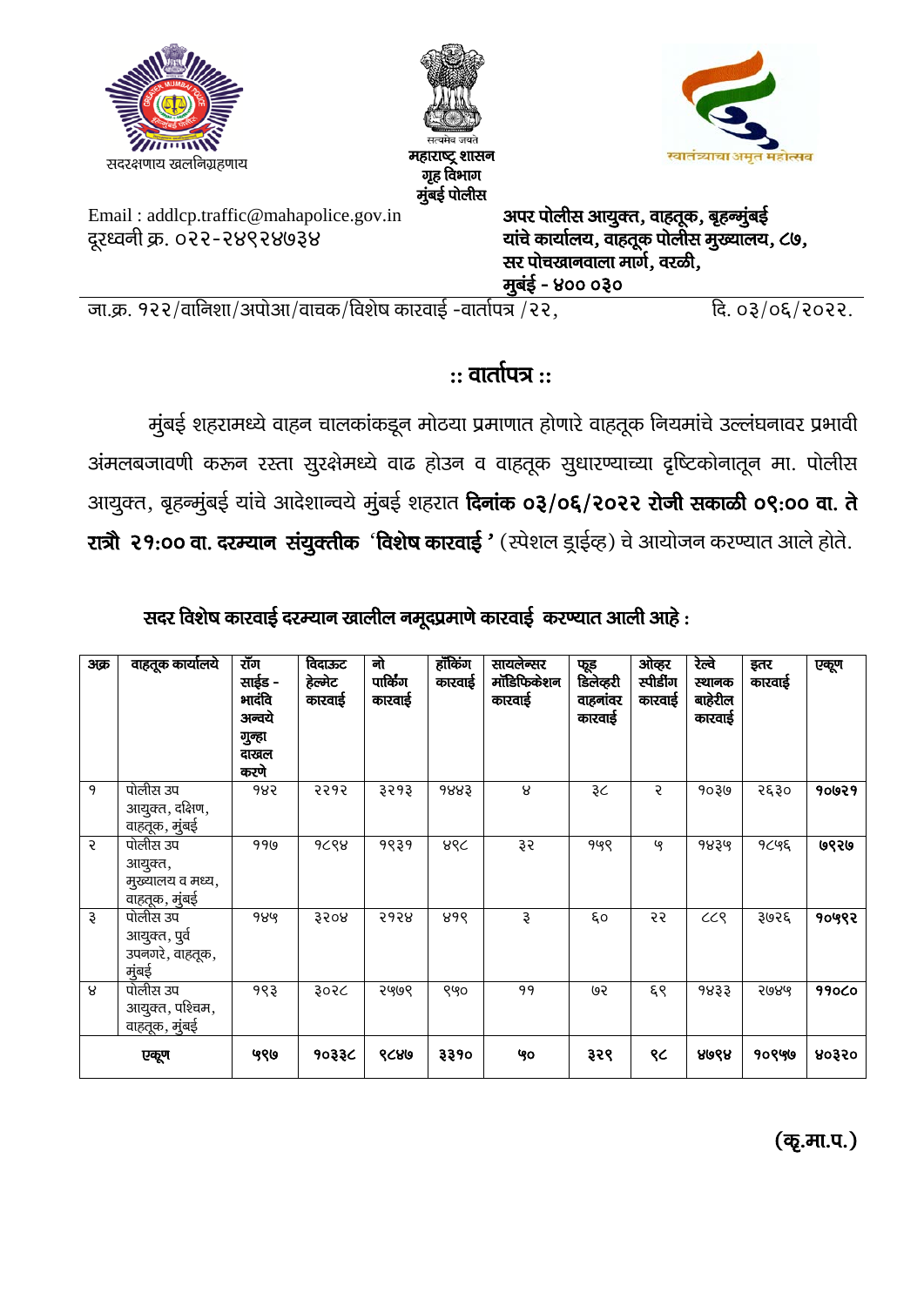सदरक्षणाय खलनिग्रहणाय

सत्यमेव जयते
**महाराष्ट्र शासन**
**गृह विभाग**
**मुंबई पोलीस**

स्वातंत्र्याचा अमृत महोत्सव

Email : addlcp.traffic@mahapolice.gov.in
दूरध्वनी क्र. ०२२-२४९२४७३४

**अपर पोलीस आयुक्त, वाहतूक, बृहन्मुंबई**
**यांचे कार्यालय, वाहतूक पोलीस मुख्यालय, ८७,**
**सर पोचखानवाला मार्ग, वरळी,**
**मुंबई - ४०० ०३०**

जा.क्र. १२२/वानिशा/अपोआ/वाचक/विशेष कारवाई -वार्तापत्र /२२, दि. ०३/०६/२०२२.

## :: वार्तापत्र ::

मुंबई शहरामध्ये वाहन चालकांकडून मोठया प्रमाणात होणारे वाहतूक नियमांचे उल्लंघनावर प्रभावी अंमलबजावणी करून रस्ता सुरक्षेमध्ये वाढ होउन व वाहतूक सुधारण्याच्या दृष्टिकोनातून मा. पोलीस आयुक्त, बृहन्मुंबई यांचे आदेशान्वये मुंबई शहरात **दिनांक ०३/०६/२०२२ रोजी सकाळी ०९:०० वा. ते रात्रौ २१:०० वा. दरम्यान संयुक्तीक 'विशेष कारवाई '** (स्पेशल ड्राईव्ह) चे आयोजन करण्यात आले होते.

**सदर विशेष कारवाई दरम्यान खालील नमूदप्रमाणे कारवाई करण्यात आली आहे :**

| अक्र | वाहतूक कार्यालये | रॉंग साईड - भादंवि अन्वये गुन्हा दाखल करणे | विदाऊट हेल्मेट कारवाई | नो पार्किंग कारवाई | हॉंकिंग कारवाई | सायलेन्सर मॉडिफिकेशन कारवाई | फूड डिलेव्हरी वाहनांवर कारवाई | ओव्हर स्पीडींग कारवाई | रेल्वे स्थानक बाहेरील कारवाई | इतर कारवाई | एकूण |
|---|---|---|---|---|---|---|---|---|---|---|---|
| १ | पोलीस उप आयुक्त, दक्षिण, वाहतूक, मुंबई | १४२ | २२१२ | ३२१३ | १४४३ | ४ | ३८ | २ | १०३७ | २६३० | **१०७२१** |
| २ | पोलीस उप आयुक्त, मुख्यालय व मध्य, वाहतूक, मुंबई | ११७ | १८९४ | १९३१ | ४९८ | ३२ | १५९ | ५ | १४३५ | १८५६ | **७९२७** |
| ३ | पोलीस उप आयुक्त, पुर्व उपनगरे, वाहतूक, मुंबई | १४५ | ३२०४ | २१२४ | ४१९ | ३ | ६० | २२ | ८८९ | ३७२६ | **१०५९२** |
| ४ | पोलीस उप आयुक्त, पश्चिम, वाहतूक, मुंबई | १९३ | ३०२८ | २५७९ | ९५० | ११ | ७२ | ६९ | १४३३ | २७४५ | **११०८०** |
| | **एकूण** | **५९७** | **१०३३८** | **९८४७** | **३३१०** | **५०** | **३२९** | **९८** | **४७९४** | **१०९५७** | **४०३२०** |

**(कृ.मा.प.)**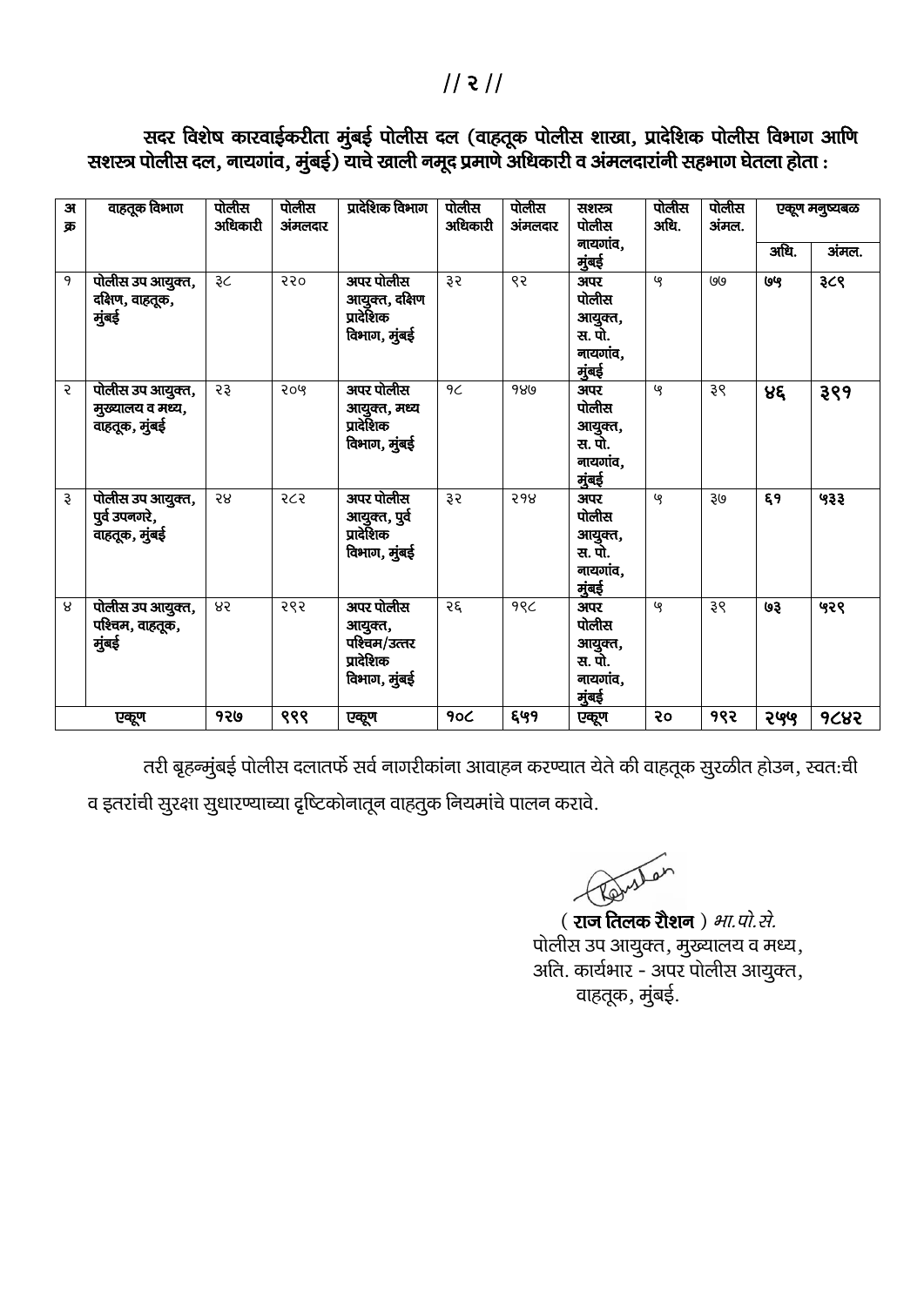सदर विशेष कारवाईकरीता मुंबई पोलीस दल (वाहतूक पोलीस शाखा, प्रादेशिक पोलीस विभाग आणि सशस्त्र पोलीस दल, नायगांव, मुंबई) याचे खाली नमूद प्रमाणे अधिकारी व अंमलदारांनी सहभाग घेतला होता :

| अ क्र | वाहतूक विभाग | पोलीस अधिकारी | पोलीस अंमलदार | प्रादेशिक विभाग | पोलीस अधिकारी | पोलीस अंमलदार | सशस्त्र पोलीस नायगांव, मुंबई | पोलीस अधि. | पोलीस अंमल. | एकूण मनुष्यबळ | |
|---|---|---|---|---|---|---|---|---|---|---|---|
| | | | | | | | | | | अधि. | अंमल. |
| १ | पोलीस उप आयुक्त, दक्षिण, वाहतूक, मुंबई | ३८ | २२० | अपर पोलीस आयुक्त, दक्षिण प्रादेशिक विभाग, मुंबई | ३२ | ९२ | अपर पोलीस आयुक्त, स. पो. नायगांव, मुंबई | ५ | ७७ | ७५ | ३८९ |
| २ | पोलीस उप आयुक्त, मुख्यालय व मध्य, वाहतूक, मुंबई | २३ | २०५ | अपर पोलीस आयुक्त, मध्य प्रादेशिक विभाग, मुंबई | १८ | १४७ | अपर पोलीस आयुक्त, स. पो. नायगांव, मुंबई | ५ | ३९ | ४६ | ३९१ |
| ३ | पोलीस उप आयुक्त, पुर्व उपनगरे, वाहतूक, मुंबई | २४ | २८२ | अपर पोलीस आयुक्त, पुर्व प्रादेशिक विभाग, मुंबई | ३२ | २१४ | अपर पोलीस आयुक्त, स. पो. नायगांव, मुंबई | ५ | ३७ | ६१ | ५३३ |
| ४ | पोलीस उप आयुक्त, पश्चिम, वाहतूक, मुंबई | ४२ | २९२ | अपर पोलीस आयुक्त, पश्चिम/उत्तर प्रादेशिक विभाग, मुंबई | २६ | १९८ | अपर पोलीस आयुक्त, स. पो. नायगांव, मुंबई | ५ | ३९ | ७३ | ५२९ |
| एकूण | | १२७ | ९९९ | एकूण | १०८ | ६५१ | एकूण | २० | १९२ | २५५ | १८४२ |

तरी बृहन्मुंबई पोलीस दलातर्फे सर्व नागरीकांना आवाहन करण्यात येते की वाहतूक सुरळीत होउन, स्वत:ची व इतरांची सुरक्षा सुधारण्याच्या दृष्टिकोनातून वाहतुक नियमांचे पालन करावे.

( **राज तिलक रौशन** ) *भा.पो.से.*
पोलीस उप आयुक्त, मुख्यालय व मध्य,
अति. कार्यभार - अपर पोलीस आयुक्त,
वाहतूक, मुंबई.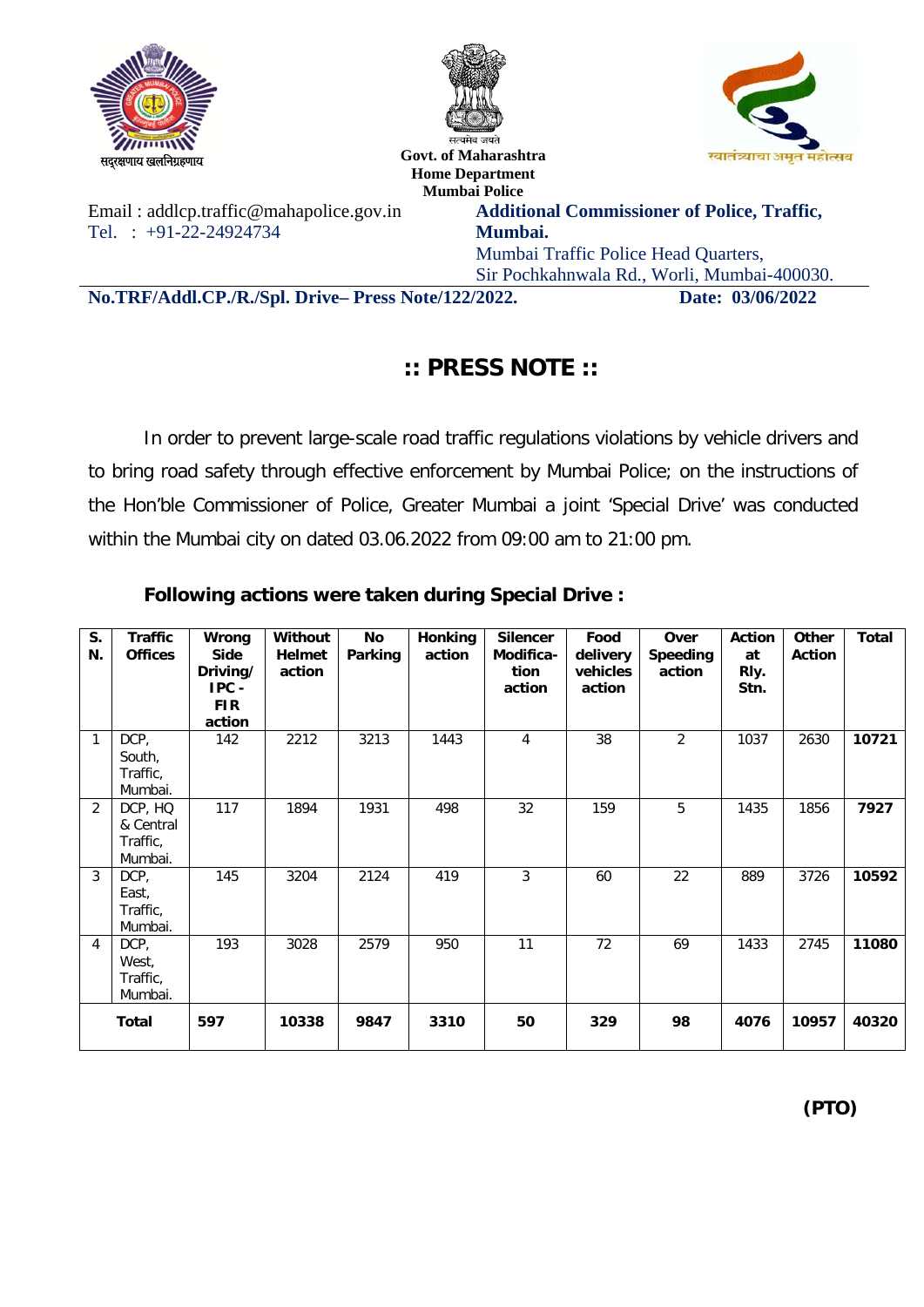सद्रक्षणाय खलनिग्रहणाय

सत्यमेव जयते

**Govt. of Maharashtra**
**Home Department**
**Mumbai Police**

स्वातंत्र्याचा अमृत महोत्सव

Email : addlcp.traffic@mahapolice.gov.in
Tel. : +91-22-24924734

**Additional Commissioner of Police, Traffic, Mumbai.**
Mumbai Traffic Police Head Quarters,
Sir Pochkahnwala Rd., Worli, Mumbai-400030.

**No.TRF/Addl.CP./R./Spl. Drive– Press Note/122/2022.** **Date: 03/06/2022**

# :: PRESS NOTE ::

In order to prevent large-scale road traffic regulations violations by vehicle drivers and to bring road safety through effective enforcement by Mumbai Police; on the instructions of the Hon'ble Commissioner of Police, Greater Mumbai a joint 'Special Drive' was conducted within the Mumbai city on dated 03.06.2022 from 09:00 am to 21:00 pm.

**Following actions were taken during Special Drive :**

| S. N. | Traffic Offices | Wrong Side Driving/ IPC - FIR action | Without Helmet action | No Parking | Honking action | Silencer Modification action | Food delivery vehicles action | Over Speeding action | Action at Rly. Stn. | Other Action | Total |
|---|---|---|---|---|---|---|---|---|---|---|---|
| 1 | DCP, South, Traffic, Mumbai. | 142 | 2212 | 3213 | 1443 | 4 | 38 | 2 | 1037 | 2630 | **10721** |
| 2 | DCP, HQ & Central Traffic, Mumbai. | 117 | 1894 | 1931 | 498 | 32 | 159 | 5 | 1435 | 1856 | **7927** |
| 3 | DCP, East, Traffic, Mumbai. | 145 | 3204 | 2124 | 419 | 3 | 60 | 22 | 889 | 3726 | **10592** |
| 4 | DCP, West, Traffic, Mumbai. | 193 | 3028 | 2579 | 950 | 11 | 72 | 69 | 1433 | 2745 | **11080** |
| **Total** | | **597** | **10338** | **9847** | **3310** | **50** | **329** | **98** | **4076** | **10957** | **40320** |

**(PTO)**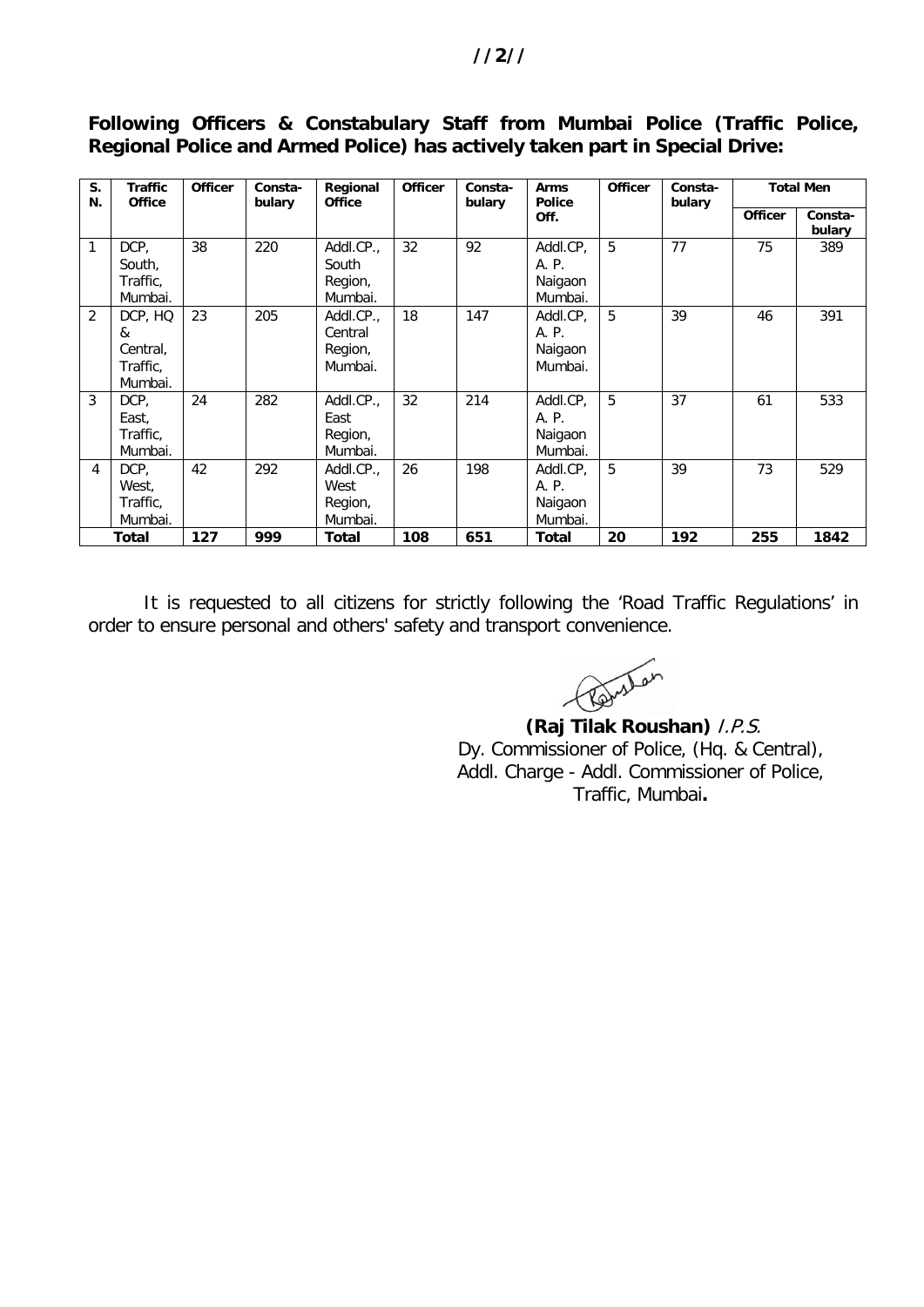**Following Officers & Constabulary Staff from Mumbai Police (Traffic Police, Regional Police and Armed Police) has actively taken part in Special Drive:**

| S. N. | Traffic Office | Officer | Consta-bulary | Regional Office | Officer | Consta-bulary | Arms Police Off. | Officer | Consta-bulary | Total Men | |
|---|---|---|---|---|---|---|---|---|---|---|---|
| | | | | | | | | | | Officer | Consta-bulary |
| 1 | DCP, South, Traffic, Mumbai. | 38 | 220 | Addl.CP., South Region, Mumbai. | 32 | 92 | Addl.CP, A. P. Naigaon Mumbai. | 5 | 77 | 75 | 389 |
| 2 | DCP, HQ & Central, Traffic, Mumbai. | 23 | 205 | Addl.CP., Central Region, Mumbai. | 18 | 147 | Addl.CP, A. P. Naigaon Mumbai. | 5 | 39 | 46 | 391 |
| 3 | DCP, East, Traffic, Mumbai. | 24 | 282 | Addl.CP., East Region, Mumbai. | 32 | 214 | Addl.CP, A. P. Naigaon Mumbai. | 5 | 37 | 61 | 533 |
| 4 | DCP, West, Traffic, Mumbai. | 42 | 292 | Addl.CP., West Region, Mumbai. | 26 | 198 | Addl.CP, A. P. Naigaon Mumbai. | 5 | 39 | 73 | 529 |
| **Total** | | **127** | **999** | **Total** | **108** | **651** | **Total** | **20** | **192** | **255** | **1842** |

It is requested to all citizens for strictly following the 'Road Traffic Regulations' in order to ensure personal and others' safety and transport convenience.

**(Raj Tilak Roushan)** *I.P.S.*
Dy. Commissioner of Police, (Hq. & Central),
Addl. Charge - Addl. Commissioner of Police,
Traffic, Mumbai**.**